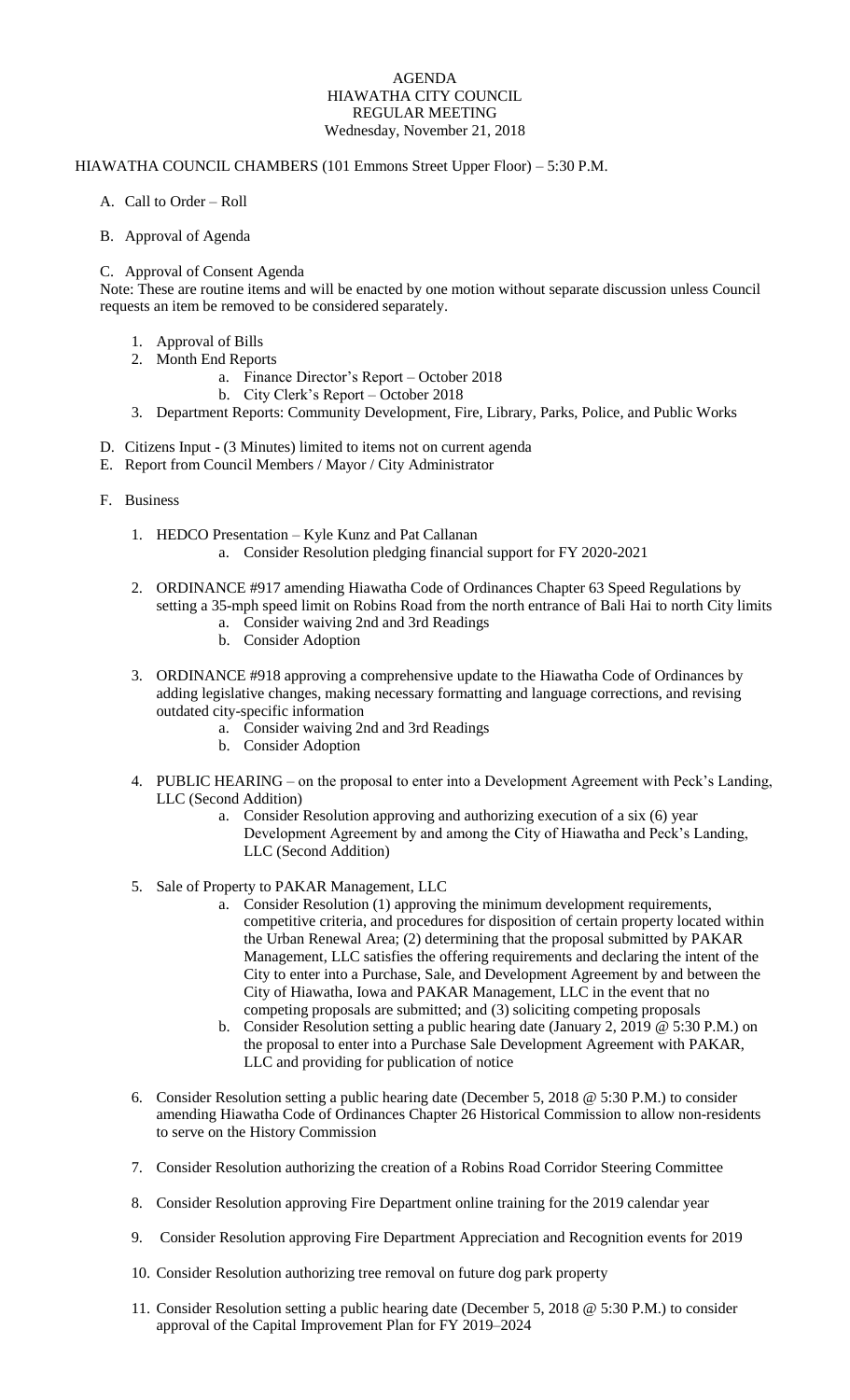# AGENDA
## HIAWATHA CITY COUNCIL
## REGULAR MEETING
### Wednesday, November 21, 2018

HIAWATHA COUNCIL CHAMBERS (101 Emmons Street Upper Floor) – 5:30 P.M.

A. Call to Order – Roll

B. Approval of Agenda

C. Approval of Consent Agenda

Note: These are routine items and will be enacted by one motion without separate discussion unless Council requests an item be removed to be considered separately.

1. Approval of Bills
2. Month End Reports
   a. Finance Director's Report – October 2018
   b. City Clerk's Report – October 2018
3. Department Reports: Community Development, Fire, Library, Parks, Police, and Public Works

D. Citizens Input - (3 Minutes) limited to items not on current agenda

E. Report from Council Members / Mayor / City Administrator

F. Business

1. HEDCO Presentation – Kyle Kunz and Pat Callanan
   a. Consider Resolution pledging financial support for FY 2020-2021

2. ORDINANCE #917 amending Hiawatha Code of Ordinances Chapter 63 Speed Regulations by setting a 35-mph speed limit on Robins Road from the north entrance of Bali Hai to north City limits
   a. Consider waiving 2nd and 3rd Readings
   b. Consider Adoption

3. ORDINANCE #918 approving a comprehensive update to the Hiawatha Code of Ordinances by adding legislative changes, making necessary formatting and language corrections, and revising outdated city-specific information
   a. Consider waiving 2nd and 3rd Readings
   b. Consider Adoption

4. PUBLIC HEARING – on the proposal to enter into a Development Agreement with Peck's Landing, LLC (Second Addition)
   a. Consider Resolution approving and authorizing execution of a six (6) year Development Agreement by and among the City of Hiawatha and Peck's Landing, LLC (Second Addition)

5. Sale of Property to PAKAR Management, LLC
   a. Consider Resolution (1) approving the minimum development requirements, competitive criteria, and procedures for disposition of certain property located within the Urban Renewal Area; (2) determining that the proposal submitted by PAKAR Management, LLC satisfies the offering requirements and declaring the intent of the City to enter into a Purchase, Sale, and Development Agreement by and between the City of Hiawatha, Iowa and PAKAR Management, LLC in the event that no competing proposals are submitted; and (3) soliciting competing proposals
   b. Consider Resolution setting a public hearing date (January 2, 2019 @ 5:30 P.M.) on the proposal to enter into a Purchase Sale Development Agreement with PAKAR, LLC and providing for publication of notice

6. Consider Resolution setting a public hearing date (December 5, 2018 @ 5:30 P.M.) to consider amending Hiawatha Code of Ordinances Chapter 26 Historical Commission to allow non-residents to serve on the History Commission

7. Consider Resolution authorizing the creation of a Robins Road Corridor Steering Committee

8. Consider Resolution approving Fire Department online training for the 2019 calendar year

9. Consider Resolution approving Fire Department Appreciation and Recognition events for 2019

10. Consider Resolution authorizing tree removal on future dog park property

11. Consider Resolution setting a public hearing date (December 5, 2018 @ 5:30 P.M.) to consider approval of the Capital Improvement Plan for FY 2019–2024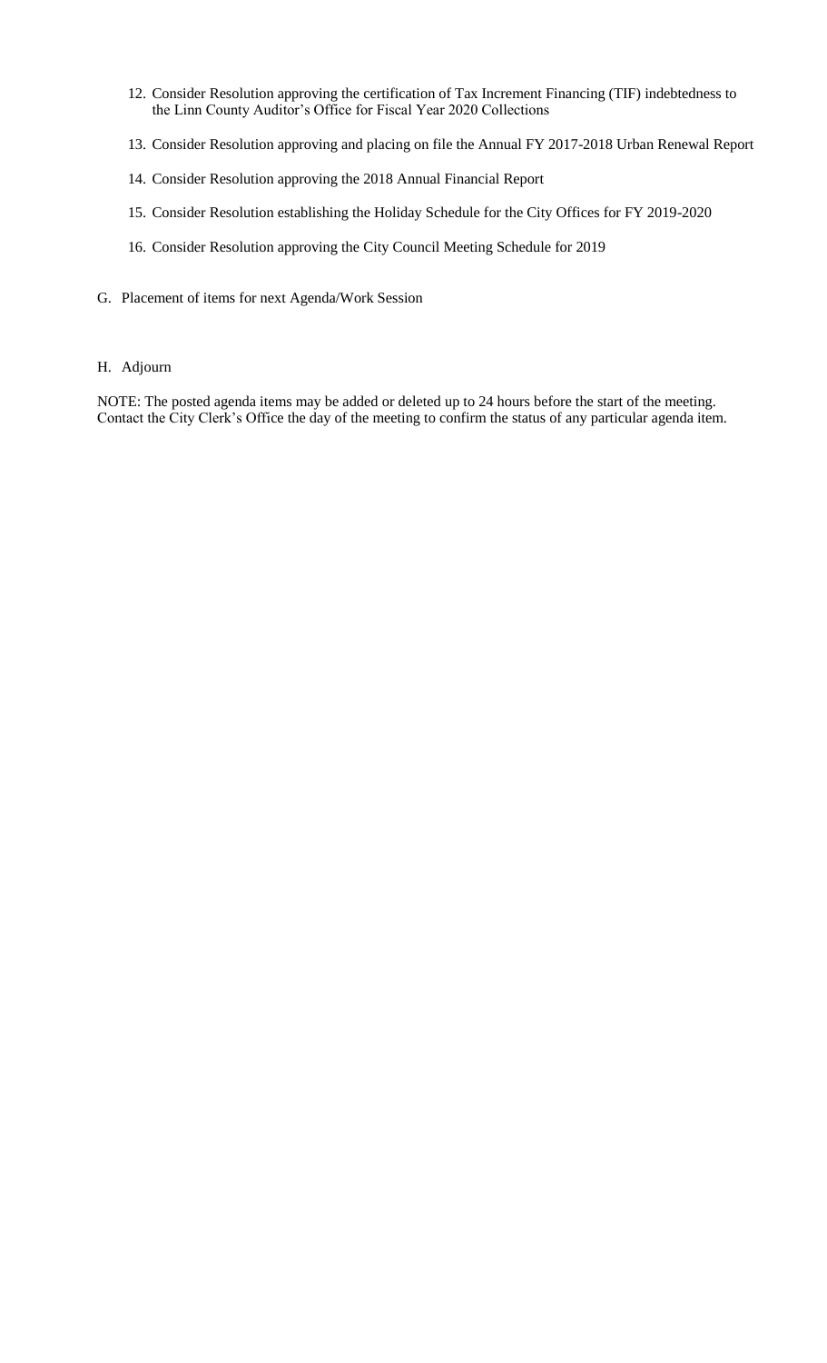12. Consider Resolution approving the certification of Tax Increment Financing (TIF) indebtedness to the Linn County Auditor's Office for Fiscal Year 2020 Collections

13. Consider Resolution approving and placing on file the Annual FY 2017-2018 Urban Renewal Report

14. Consider Resolution approving the 2018 Annual Financial Report

15. Consider Resolution establishing the Holiday Schedule for the City Offices for FY 2019-2020

16. Consider Resolution approving the City Council Meeting Schedule for 2019

G. Placement of items for next Agenda/Work Session

H. Adjourn

NOTE: The posted agenda items may be added or deleted up to 24 hours before the start of the meeting. Contact the City Clerk's Office the day of the meeting to confirm the status of any particular agenda item.